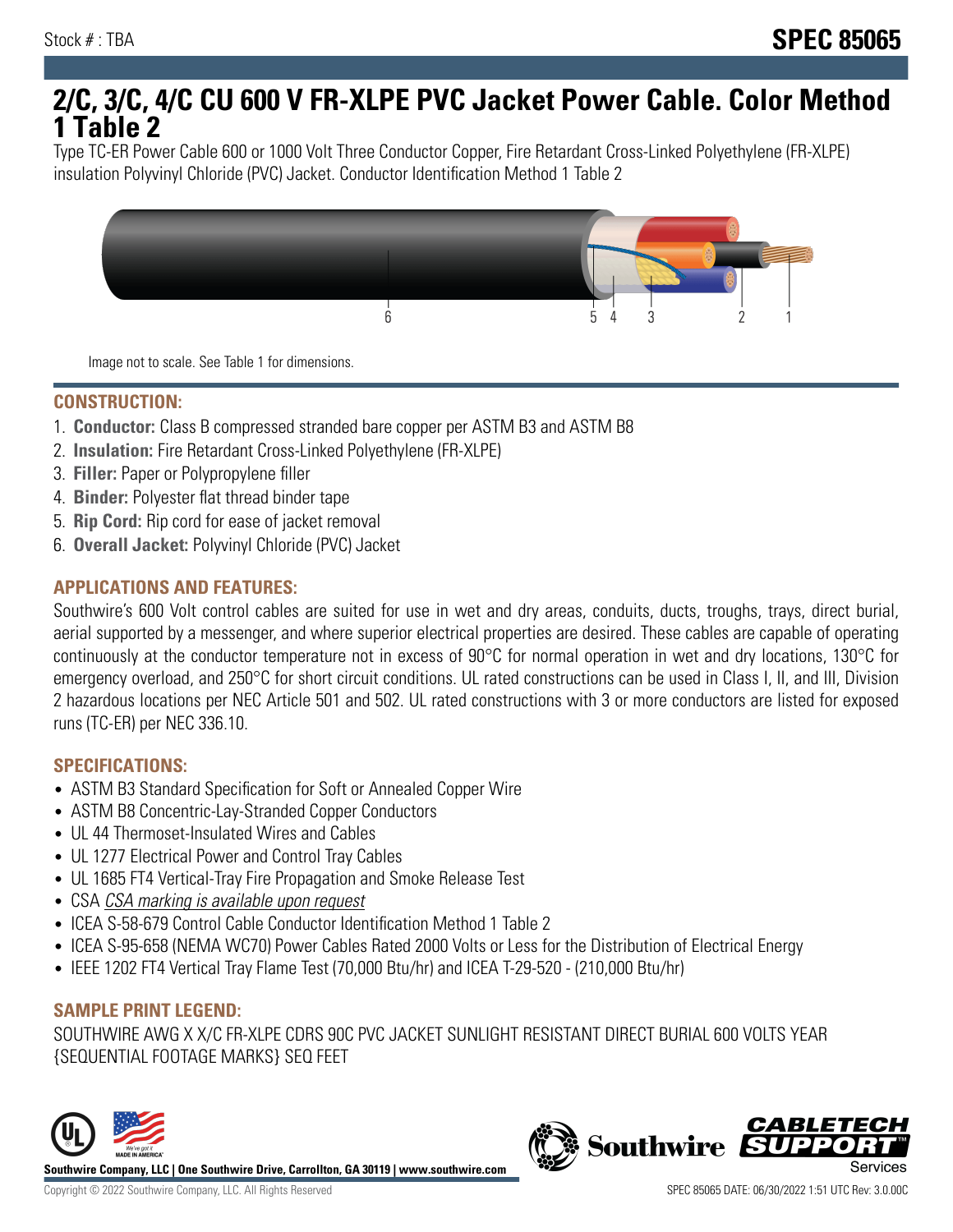Stock # : TBA

# SPEC 85065

## 2/C, 3/C, 4/C CU 600 V FR-XLPE PVC Jacket Power Cable. Color Method 1 Table 2

Type TC-ER Power Cable 600 or 1000 Volt Three Conductor Copper, Fire Retardant Cross-Linked Polyethylene (FR-XLPE) insulation Polyvinyl Chloride (PVC) Jacket. Conductor Identification Method 1 Table 2

Image not to scale. See Table 1 for dimensions.

### CONSTRUCTION:

1. **Conductor:** Class B compressed stranded bare copper per ASTM B3 and ASTM B8
2. **Insulation:** Fire Retardant Cross-Linked Polyethylene (FR-XLPE)
3. **Filler:** Paper or Polypropylene filler
4. **Binder:** Polyester flat thread binder tape
5. **Rip Cord:** Rip cord for ease of jacket removal
6. **Overall Jacket:** Polyvinyl Chloride (PVC) Jacket

### APPLICATIONS AND FEATURES:

Southwire's 600 Volt control cables are suited for use in wet and dry areas, conduits, ducts, troughs, trays, direct burial, aerial supported by a messenger, and where superior electrical properties are desired. These cables are capable of operating continuously at the conductor temperature not in excess of 90°C for normal operation in wet and dry locations, 130°C for emergency overload, and 250°C for short circuit conditions. UL rated constructions can be used in Class I, II, and III, Division 2 hazardous locations per NEC Article 501 and 502. UL rated constructions with 3 or more conductors are listed for exposed runs (TC-ER) per NEC 336.10.

### SPECIFICATIONS:

- ASTM B3 Standard Specification for Soft or Annealed Copper Wire
- ASTM B8 Concentric-Lay-Stranded Copper Conductors
- UL 44 Thermoset-Insulated Wires and Cables
- UL 1277 Electrical Power and Control Tray Cables
- UL 1685 FT4 Vertical-Tray Fire Propagation and Smoke Release Test
- CSA *CSA marking is available upon request*
- ICEA S-58-679 Control Cable Conductor Identification Method 1 Table 2
- ICEA S-95-658 (NEMA WC70) Power Cables Rated 2000 Volts or Less for the Distribution of Electrical Energy
- IEEE 1202 FT4 Vertical Tray Flame Test (70,000 Btu/hr) and ICEA T-29-520 - (210,000 Btu/hr)

### SAMPLE PRINT LEGEND:

SOUTHWIRE AWG X X/C FR-XLPE CDRS 90C PVC JACKET SUNLIGHT RESISTANT DIRECT BURIAL 600 VOLTS YEAR {SEQUENTIAL FOOTAGE MARKS} SEQ FEET

**Southwire Company, LLC | One Southwire Drive, Carrollton, GA 30119 | www.southwire.com**

Copyright © 2022 Southwire Company, LLC. All Rights Reserved

SPEC 85065 DATE: 06/30/2022 1:51 UTC Rev: 3.0.00C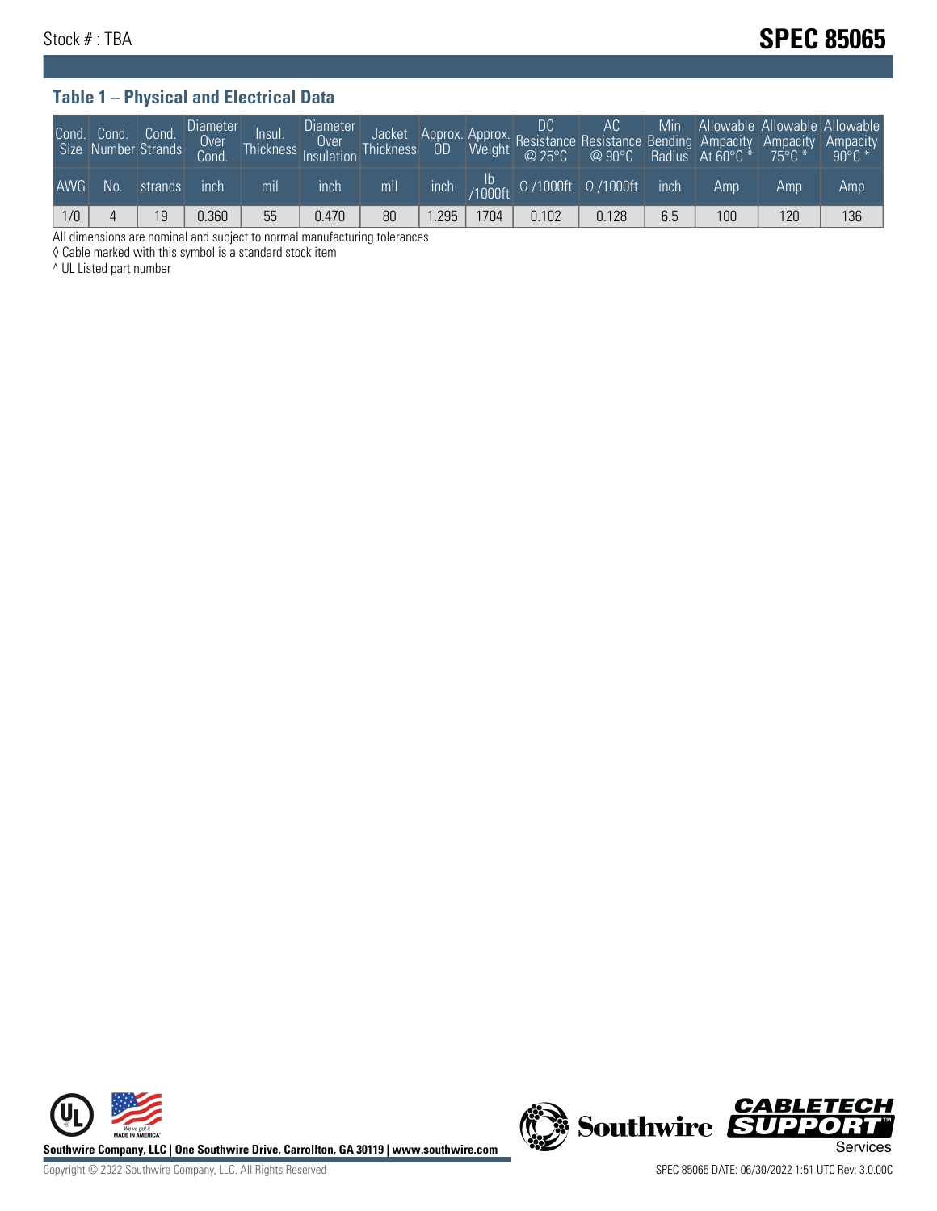### Table 1 – Physical and Electrical Data

| Cond. Size | Cond. Number | Cond. Strands | Diameter Over Cond. | Insul. Thickness | Diameter Over Insulation | Jacket Thickness | Approx. OD | Approx. Weight | DC Resistance @ 25°C | AC Resistance @ 90°C | Min Bending Radius | Allowable Ampacity At 60°C * | Allowable Ampacity 75°C * | Allowable Ampacity 90°C * |
|---|---|---|---|---|---|---|---|---|---|---|---|---|---|---|
| AWG | No. | strands | inch | mil | inch | mil | inch | lb /1000ft | Ω /1000ft | Ω /1000ft | inch | Amp | Amp | Amp |
| 1/0 | 4 | 19 | 0.360 | 55 | 0.470 | 80 | 1.295 | 1704 | 0.102 | 0.128 | 6.5 | 100 | 120 | 136 |

All dimensions are nominal and subject to normal manufacturing tolerances

◊ Cable marked with this symbol is a standard stock item

^ UL Listed part number

Southwire Company, LLC | One Southwire Drive, Carrollton, GA 30119 | www.southwire.com

Copyright © 2022 Southwire Company, LLC. All Rights Reserved